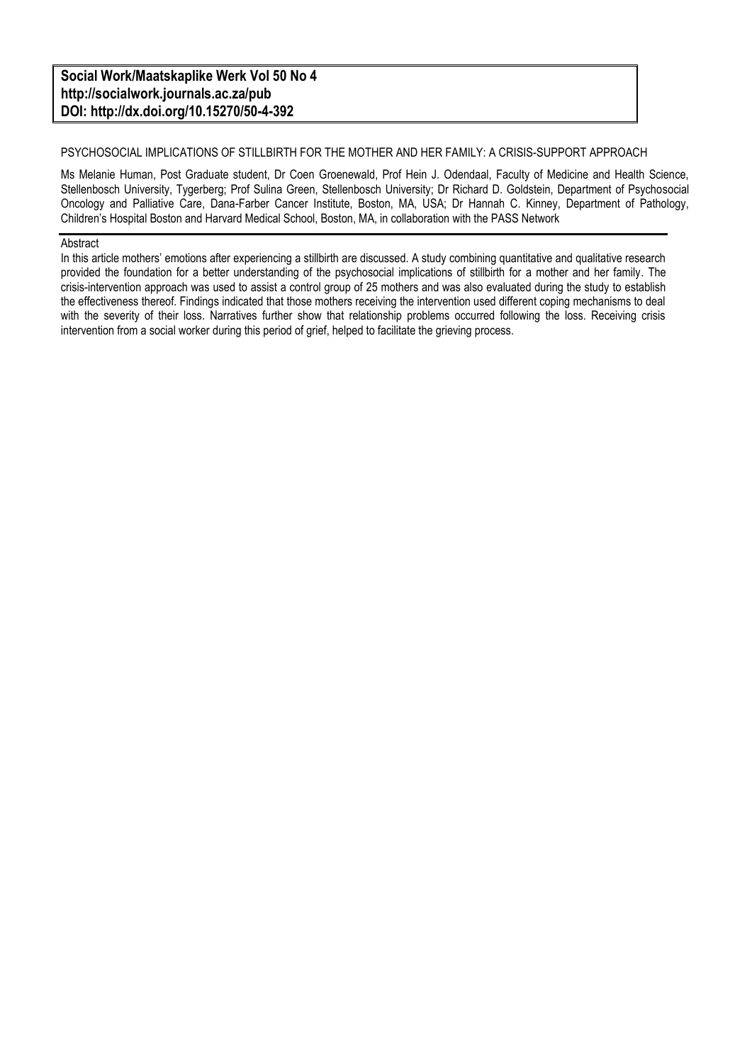**Social Work/Maatskaplike Werk Vol 50 No 4**
**http://socialwork.journals.ac.za/pub**
**DOI: http://dx.doi.org/10.15270/50-4-392**

# PSYCHOSOCIAL IMPLICATIONS OF STILLBIRTH FOR THE MOTHER AND HER FAMILY: A CRISIS-SUPPORT APPROACH

Ms Melanie Human, Post Graduate student, Dr Coen Groenewald, Prof Hein J. Odendaal, Faculty of Medicine and Health Science, Stellenbosch University, Tygerberg; Prof Sulina Green, Stellenbosch University; Dr Richard D. Goldstein, Department of Psychosocial Oncology and Palliative Care, Dana-Farber Cancer Institute, Boston, MA, USA; Dr Hannah C. Kinney, Department of Pathology, Children's Hospital Boston and Harvard Medical School, Boston, MA, in collaboration with the PASS Network

## Abstract

In this article mothers' emotions after experiencing a stillbirth are discussed. A study combining quantitative and qualitative research provided the foundation for a better understanding of the psychosocial implications of stillbirth for a mother and her family. The crisis-intervention approach was used to assist a control group of 25 mothers and was also evaluated during the study to establish the effectiveness thereof. Findings indicated that those mothers receiving the intervention used different coping mechanisms to deal with the severity of their loss. Narratives further show that relationship problems occurred following the loss. Receiving crisis intervention from a social worker during this period of grief, helped to facilitate the grieving process.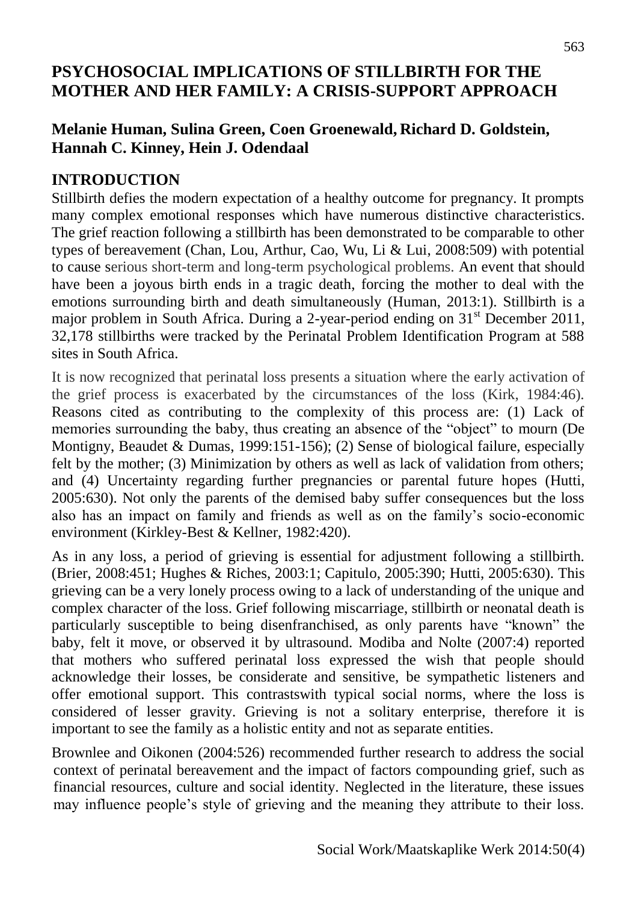# PSYCHOSOCIAL IMPLICATIONS OF STILLBIRTH FOR THE MOTHER AND HER FAMILY: A CRISIS-SUPPORT APPROACH

**Melanie Human, Sulina Green, Coen Groenewald, Richard D. Goldstein, Hannah C. Kinney, Hein J. Odendaal**

## INTRODUCTION

Stillbirth defies the modern expectation of a healthy outcome for pregnancy. It prompts many complex emotional responses which have numerous distinctive characteristics. The grief reaction following a stillbirth has been demonstrated to be comparable to other types of bereavement (Chan, Lou, Arthur, Cao, Wu, Li & Lui, 2008:509) with potential to cause serious short-term and long-term psychological problems. An event that should have been a joyous birth ends in a tragic death, forcing the mother to deal with the emotions surrounding birth and death simultaneously (Human, 2013:1). Stillbirth is a major problem in South Africa. During a 2-year-period ending on 31st December 2011, 32,178 stillbirths were tracked by the Perinatal Problem Identification Program at 588 sites in South Africa.

It is now recognized that perinatal loss presents a situation where the early activation of the grief process is exacerbated by the circumstances of the loss (Kirk, 1984:46). Reasons cited as contributing to the complexity of this process are: (1) Lack of memories surrounding the baby, thus creating an absence of the "object" to mourn (De Montigny, Beaudet & Dumas, 1999:151-156); (2) Sense of biological failure, especially felt by the mother; (3) Minimization by others as well as lack of validation from others; and (4) Uncertainty regarding further pregnancies or parental future hopes (Hutti, 2005:630). Not only the parents of the demised baby suffer consequences but the loss also has an impact on family and friends as well as on the family's socio-economic environment (Kirkley-Best & Kellner, 1982:420).

As in any loss, a period of grieving is essential for adjustment following a stillbirth. (Brier, 2008:451; Hughes & Riches, 2003:1; Capitulo, 2005:390; Hutti, 2005:630). This grieving can be a very lonely process owing to a lack of understanding of the unique and complex character of the loss. Grief following miscarriage, stillbirth or neonatal death is particularly susceptible to being disenfranchised, as only parents have "known" the baby, felt it move, or observed it by ultrasound. Modiba and Nolte (2007:4) reported that mothers who suffered perinatal loss expressed the wish that people should acknowledge their losses, be considerate and sensitive, be sympathetic listeners and offer emotional support. This contrastswith typical social norms, where the loss is considered of lesser gravity. Grieving is not a solitary enterprise, therefore it is important to see the family as a holistic entity and not as separate entities.

Brownlee and Oikonen (2004:526) recommended further research to address the social context of perinatal bereavement and the impact of factors compounding grief, such as financial resources, culture and social identity. Neglected in the literature, these issues may influence people's style of grieving and the meaning they attribute to their loss.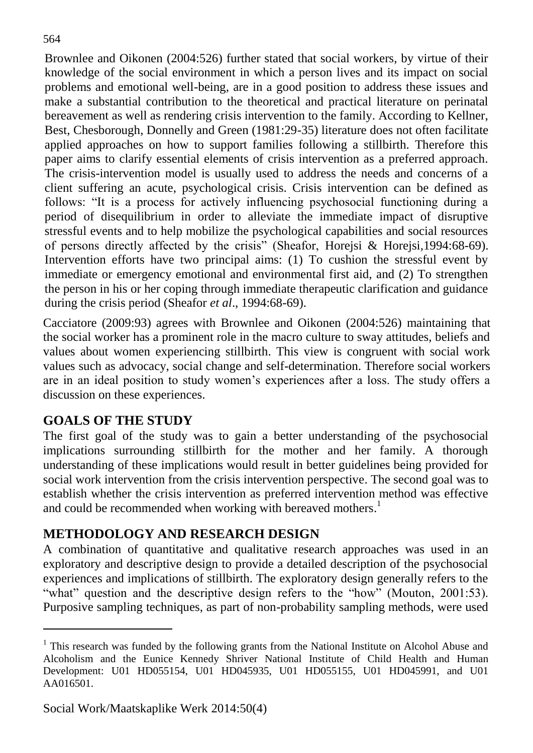Brownlee and Oikonen (2004:526) further stated that social workers, by virtue of their knowledge of the social environment in which a person lives and its impact on social problems and emotional well-being, are in a good position to address these issues and make a substantial contribution to the theoretical and practical literature on perinatal bereavement as well as rendering crisis intervention to the family. According to Kellner, Best, Chesborough, Donnelly and Green (1981:29-35) literature does not often facilitate applied approaches on how to support families following a stillbirth. Therefore this paper aims to clarify essential elements of crisis intervention as a preferred approach. The crisis-intervention model is usually used to address the needs and concerns of a client suffering an acute, psychological crisis. Crisis intervention can be defined as follows: "It is a process for actively influencing psychosocial functioning during a period of disequilibrium in order to alleviate the immediate impact of disruptive stressful events and to help mobilize the psychological capabilities and social resources of persons directly affected by the crisis" (Sheafor, Horejsi & Horejsi,1994:68-69). Intervention efforts have two principal aims: (1) To cushion the stressful event by immediate or emergency emotional and environmental first aid, and (2) To strengthen the person in his or her coping through immediate therapeutic clarification and guidance during the crisis period (Sheafor *et al*., 1994:68-69).

Cacciatore (2009:93) agrees with Brownlee and Oikonen (2004:526) maintaining that the social worker has a prominent role in the macro culture to sway attitudes, beliefs and values about women experiencing stillbirth. This view is congruent with social work values such as advocacy, social change and self-determination. Therefore social workers are in an ideal position to study women's experiences after a loss. The study offers a discussion on these experiences.

## GOALS OF THE STUDY

The first goal of the study was to gain a better understanding of the psychosocial implications surrounding stillbirth for the mother and her family. A thorough understanding of these implications would result in better guidelines being provided for social work intervention from the crisis intervention perspective. The second goal was to establish whether the crisis intervention as preferred intervention method was effective and could be recommended when working with bereaved mothers.[1]

## METHODOLOGY AND RESEARCH DESIGN

A combination of quantitative and qualitative research approaches was used in an exploratory and descriptive design to provide a detailed description of the psychosocial experiences and implications of stillbirth. The exploratory design generally refers to the "what" question and the descriptive design refers to the "how" (Mouton, 2001:53). Purposive sampling techniques, as part of non-probability sampling methods, were used

---

[1] This research was funded by the following grants from the National Institute on Alcohol Abuse and Alcoholism and the Eunice Kennedy Shriver National Institute of Child Health and Human Development: U01 HD055154, U01 HD045935, U01 HD055155, U01 HD045991, and U01 AA016501.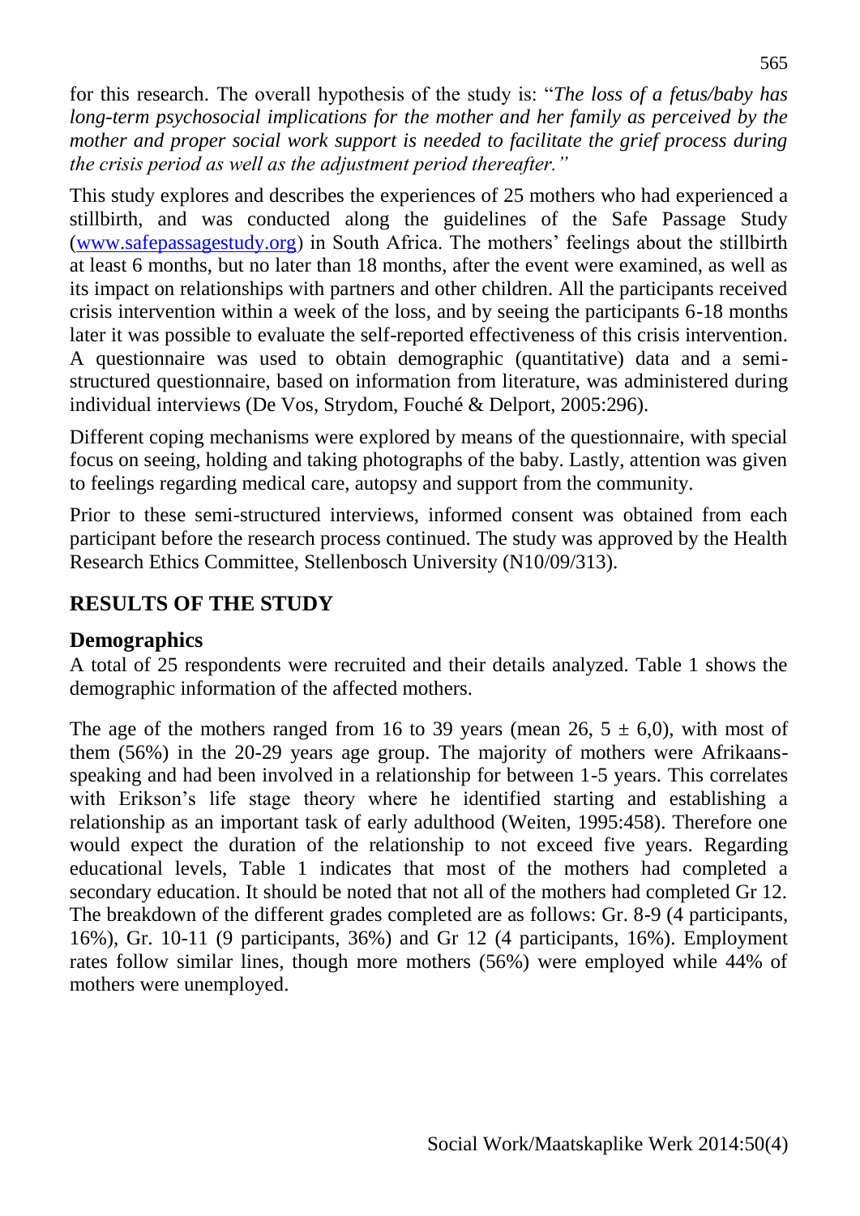for this research. The overall hypothesis of the study is: "*The loss of a fetus/baby has long-term psychosocial implications for the mother and her family as perceived by the mother and proper social work support is needed to facilitate the grief process during the crisis period as well as the adjustment period thereafter.*"

This study explores and describes the experiences of 25 mothers who had experienced a stillbirth, and was conducted along the guidelines of the Safe Passage Study (www.safepassagestudy.org) in South Africa. The mothers' feelings about the stillbirth at least 6 months, but no later than 18 months, after the event were examined, as well as its impact on relationships with partners and other children. All the participants received crisis intervention within a week of the loss, and by seeing the participants 6-18 months later it was possible to evaluate the self-reported effectiveness of this crisis intervention. A questionnaire was used to obtain demographic (quantitative) data and a semi-structured questionnaire, based on information from literature, was administered during individual interviews (De Vos, Strydom, Fouché & Delport, 2005:296).

Different coping mechanisms were explored by means of the questionnaire, with special focus on seeing, holding and taking photographs of the baby. Lastly, attention was given to feelings regarding medical care, autopsy and support from the community.

Prior to these semi-structured interviews, informed consent was obtained from each participant before the research process continued. The study was approved by the Health Research Ethics Committee, Stellenbosch University (N10/09/313).

## RESULTS OF THE STUDY

### Demographics

A total of 25 respondents were recruited and their details analyzed. Table 1 shows the demographic information of the affected mothers.

The age of the mothers ranged from 16 to 39 years (mean 26, 5 ± 6,0), with most of them (56%) in the 20-29 years age group. The majority of mothers were Afrikaans-speaking and had been involved in a relationship for between 1-5 years. This correlates with Erikson's life stage theory where he identified starting and establishing a relationship as an important task of early adulthood (Weiten, 1995:458). Therefore one would expect the duration of the relationship to not exceed five years. Regarding educational levels, Table 1 indicates that most of the mothers had completed a secondary education. It should be noted that not all of the mothers had completed Gr 12. The breakdown of the different grades completed are as follows: Gr. 8-9 (4 participants, 16%), Gr. 10-11 (9 participants, 36%) and Gr 12 (4 participants, 16%). Employment rates follow similar lines, though more mothers (56%) were employed while 44% of mothers were unemployed.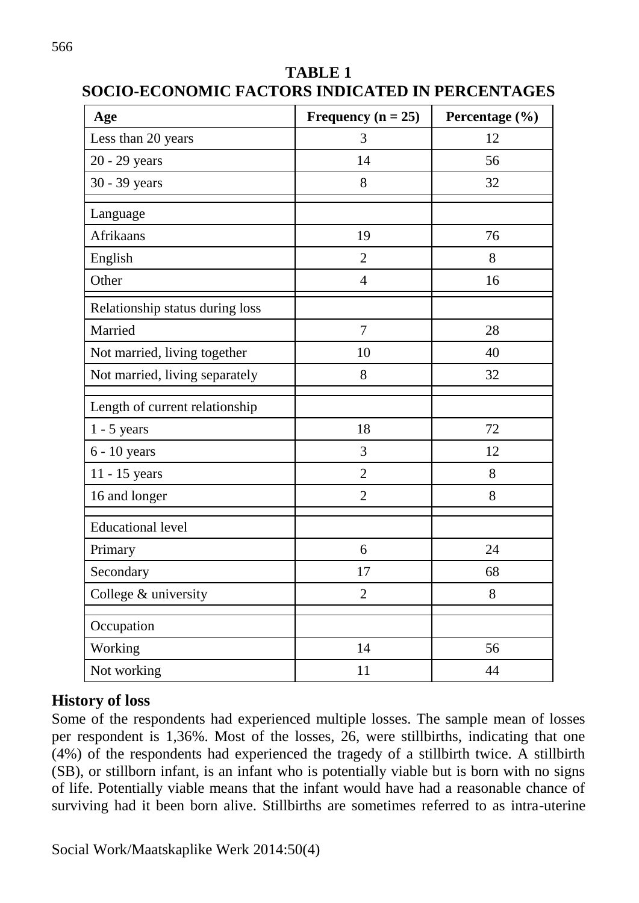**TABLE 1**
**SOCIO-ECONOMIC FACTORS INDICATED IN PERCENTAGES**

| Age | Frequency (n = 25) | Percentage (%) |
|---|---|---|
| Less than 20 years | 3 | 12 |
| 20 - 29 years | 14 | 56 |
| 30 - 39 years | 8 | 32 |
| Language | | |
| Afrikaans | 19 | 76 |
| English | 2 | 8 |
| Other | 4 | 16 |
| Relationship status during loss | | |
| Married | 7 | 28 |
| Not married, living together | 10 | 40 |
| Not married, living separately | 8 | 32 |
| Length of current relationship | | |
| 1 - 5 years | 18 | 72 |
| 6 - 10 years | 3 | 12 |
| 11 - 15 years | 2 | 8 |
| 16 and longer | 2 | 8 |
| Educational level | | |
| Primary | 6 | 24 |
| Secondary | 17 | 68 |
| College & university | 2 | 8 |
| Occupation | | |
| Working | 14 | 56 |
| Not working | 11 | 44 |

## History of loss

Some of the respondents had experienced multiple losses. The sample mean of losses per respondent is 1,36%. Most of the losses, 26, were stillbirths, indicating that one (4%) of the respondents had experienced the tragedy of a stillbirth twice. A stillbirth (SB), or stillborn infant, is an infant who is potentially viable but is born with no signs of life. Potentially viable means that the infant would have had a reasonable chance of surviving had it been born alive. Stillbirths are sometimes referred to as intra-uterine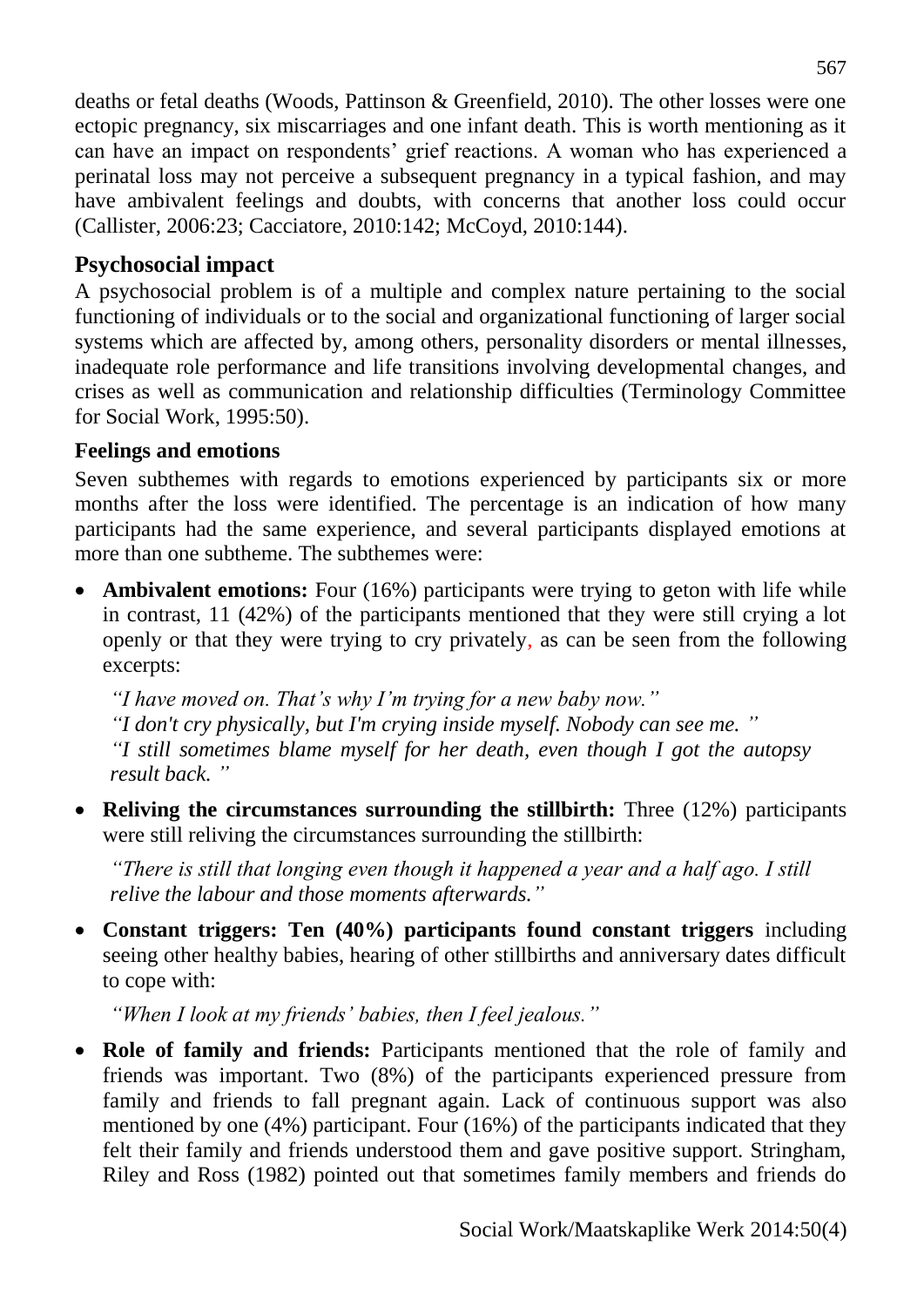deaths or fetal deaths (Woods, Pattinson & Greenfield, 2010). The other losses were one ectopic pregnancy, six miscarriages and one infant death. This is worth mentioning as it can have an impact on respondents' grief reactions. A woman who has experienced a perinatal loss may not perceive a subsequent pregnancy in a typical fashion, and may have ambivalent feelings and doubts, with concerns that another loss could occur (Callister, 2006:23; Cacciatore, 2010:142; McCoyd, 2010:144).

## Psychosocial impact

A psychosocial problem is of a multiple and complex nature pertaining to the social functioning of individuals or to the social and organizational functioning of larger social systems which are affected by, among others, personality disorders or mental illnesses, inadequate role performance and life transitions involving developmental changes, and crises as well as communication and relationship difficulties (Terminology Committee for Social Work, 1995:50).

### Feelings and emotions

Seven subthemes with regards to emotions experienced by participants six or more months after the loss were identified. The percentage is an indication of how many participants had the same experience, and several participants displayed emotions at more than one subtheme. The subthemes were:

- **Ambivalent emotions:** Four (16%) participants were trying to geton with life while in contrast, 11 (42%) of the participants mentioned that they were still crying a lot openly or that they were trying to cry privately, as can be seen from the following excerpts:

  *"I have moved on. That's why I'm trying for a new baby now."*
  *"I don't cry physically, but I'm crying inside myself. Nobody can see me. "*
  *"I still sometimes blame myself for her death, even though I got the autopsy result back. "*

- **Reliving the circumstances surrounding the stillbirth:** Three (12%) participants were still reliving the circumstances surrounding the stillbirth:

  *"There is still that longing even though it happened a year and a half ago. I still relive the labour and those moments afterwards."*

- **Constant triggers: Ten (40%) participants found constant triggers** including seeing other healthy babies, hearing of other stillbirths and anniversary dates difficult to cope with:

  *"When I look at my friends' babies, then I feel jealous."*

- **Role of family and friends:** Participants mentioned that the role of family and friends was important. Two (8%) of the participants experienced pressure from family and friends to fall pregnant again. Lack of continuous support was also mentioned by one (4%) participant. Four (16%) of the participants indicated that they felt their family and friends understood them and gave positive support. Stringham, Riley and Ross (1982) pointed out that sometimes family members and friends do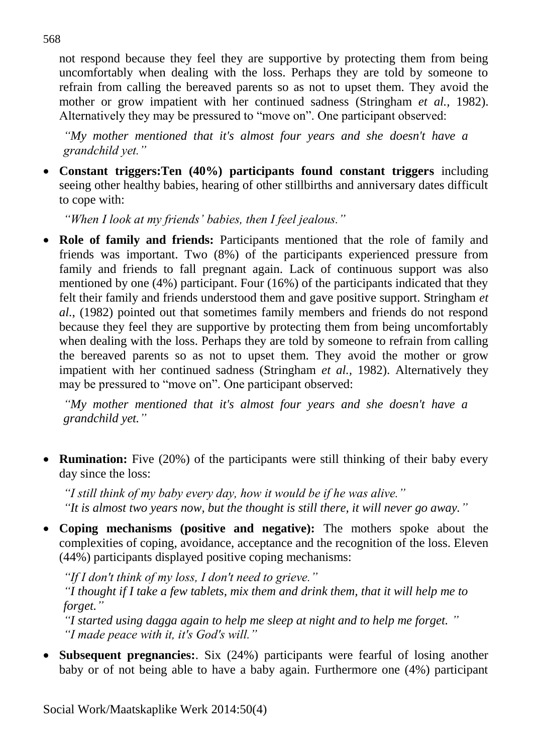not respond because they feel they are supportive by protecting them from being uncomfortably when dealing with the loss. Perhaps they are told by someone to refrain from calling the bereaved parents so as not to upset them. They avoid the mother or grow impatient with her continued sadness (Stringham *et al.,* 1982). Alternatively they may be pressured to "move on". One participant observed:

*"My mother mentioned that it's almost four years and she doesn't have a grandchild yet."*

- **Constant triggers:Ten (40%) participants found constant triggers** including seeing other healthy babies, hearing of other stillbirths and anniversary dates difficult to cope with:

  *"When I look at my friends' babies, then I feel jealous."*

- **Role of family and friends:** Participants mentioned that the role of family and friends was important. Two (8%) of the participants experienced pressure from family and friends to fall pregnant again. Lack of continuous support was also mentioned by one (4%) participant. Four (16%) of the participants indicated that they felt their family and friends understood them and gave positive support. Stringham *et al.,* (1982) pointed out that sometimes family members and friends do not respond because they feel they are supportive by protecting them from being uncomfortably when dealing with the loss. Perhaps they are told by someone to refrain from calling the bereaved parents so as not to upset them. They avoid the mother or grow impatient with her continued sadness (Stringham *et al.,* 1982). Alternatively they may be pressured to "move on". One participant observed:

  *"My mother mentioned that it's almost four years and she doesn't have a grandchild yet."*

- **Rumination:** Five (20%) of the participants were still thinking of their baby every day since the loss:

  *"I still think of my baby every day, how it would be if he was alive."*
  *"It is almost two years now, but the thought is still there, it will never go away."*

- **Coping mechanisms (positive and negative):** The mothers spoke about the complexities of coping, avoidance, acceptance and the recognition of the loss. Eleven (44%) participants displayed positive coping mechanisms:

  *"If I don't think of my loss, I don't need to grieve."*
  *"I thought if I take a few tablets, mix them and drink them, that it will help me to forget."*
  *"I started using dagga again to help me sleep at night and to help me forget. "*
  *"I made peace with it, it's God's will."*

- **Subsequent pregnancies:**. Six (24%) participants were fearful of losing another baby or of not being able to have a baby again. Furthermore one (4%) participant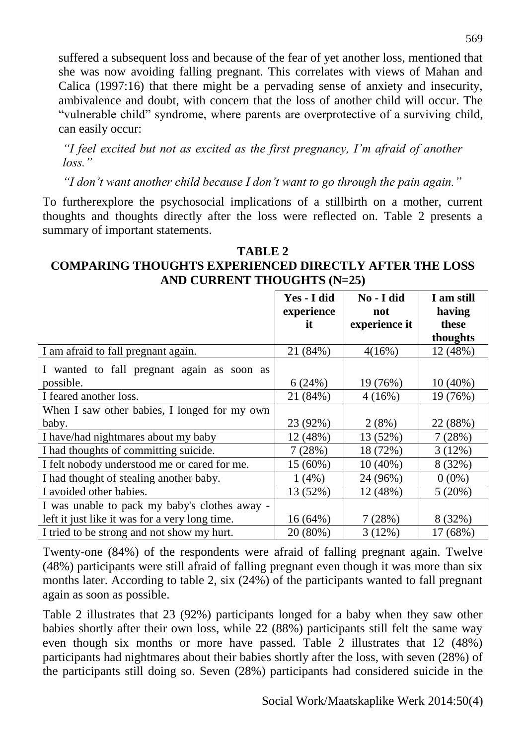suffered a subsequent loss and because of the fear of yet another loss, mentioned that she was now avoiding falling pregnant. This correlates with views of Mahan and Calica (1997:16) that there might be a pervading sense of anxiety and insecurity, ambivalence and doubt, with concern that the loss of another child will occur. The "vulnerable child" syndrome, where parents are overprotective of a surviving child, can easily occur:

*"I feel excited but not as excited as the first pregnancy, I'm afraid of another loss."*

*"I don't want another child because I don't want to go through the pain again."*

To furtherexplore the psychosocial implications of a stillbirth on a mother, current thoughts and thoughts directly after the loss were reflected on. Table 2 presents a summary of important statements.

**TABLE 2**
**COMPARING THOUGHTS EXPERIENCED DIRECTLY AFTER THE LOSS AND CURRENT THOUGHTS (N=25)**

| | Yes - I did experience it | No - I did not experience it | I am still having these thoughts |
|---|---|---|---|
| I am afraid to fall pregnant again. | 21 (84%) | 4(16%) | 12 (48%) |
| I wanted to fall pregnant again as soon as possible. | 6 (24%) | 19 (76%) | 10 (40%) |
| I feared another loss. | 21 (84%) | 4 (16%) | 19 (76%) |
| When I saw other babies, I longed for my own baby. | 23 (92%) | 2 (8%) | 22 (88%) |
| I have/had nightmares about my baby | 12 (48%) | 13 (52%) | 7 (28%) |
| I had thoughts of committing suicide. | 7 (28%) | 18 (72%) | 3 (12%) |
| I felt nobody understood me or cared for me. | 15 (60%) | 10 (40%) | 8 (32%) |
| I had thought of stealing another baby. | 1 (4%) | 24 (96%) | 0 (0%) |
| I avoided other babies. | 13 (52%) | 12 (48%) | 5 (20%) |
| I was unable to pack my baby's clothes away - left it just like it was for a very long time. | 16 (64%) | 7 (28%) | 8 (32%) |
| I tried to be strong and not show my hurt. | 20 (80%) | 3 (12%) | 17 (68%) |

Twenty-one (84%) of the respondents were afraid of falling pregnant again. Twelve (48%) participants were still afraid of falling pregnant even though it was more than six months later. According to table 2, six (24%) of the participants wanted to fall pregnant again as soon as possible.

Table 2 illustrates that 23 (92%) participants longed for a baby when they saw other babies shortly after their own loss, while 22 (88%) participants still felt the same way even though six months or more have passed. Table 2 illustrates that 12 (48%) participants had nightmares about their babies shortly after the loss, with seven (28%) of the participants still doing so. Seven (28%) participants had considered suicide in the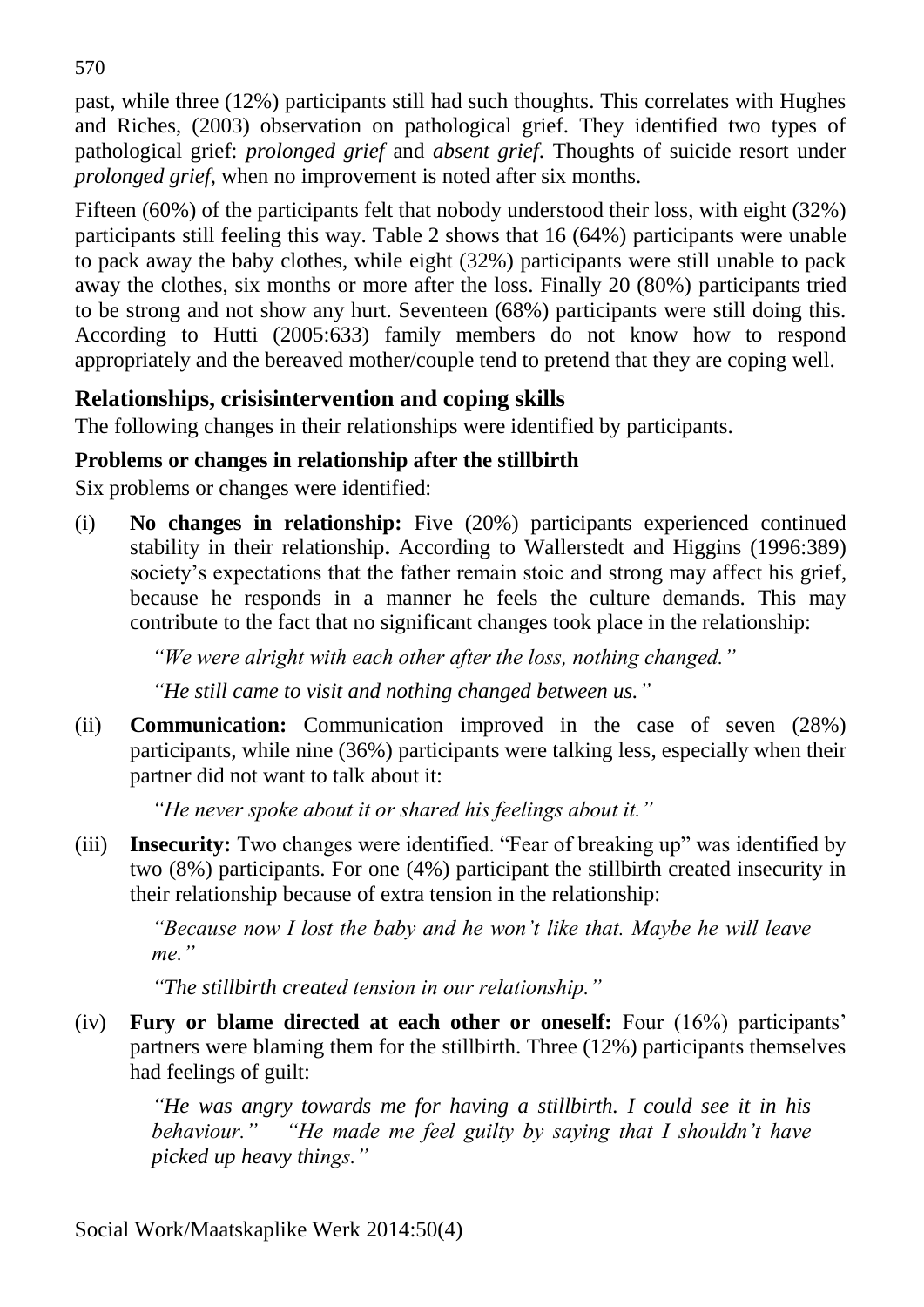past, while three (12%) participants still had such thoughts. This correlates with Hughes and Riches, (2003) observation on pathological grief. They identified two types of pathological grief: *prolonged grief* and *absent grief*. Thoughts of suicide resort under *prolonged grief*, when no improvement is noted after six months.

Fifteen (60%) of the participants felt that nobody understood their loss, with eight (32%) participants still feeling this way. Table 2 shows that 16 (64%) participants were unable to pack away the baby clothes, while eight (32%) participants were still unable to pack away the clothes, six months or more after the loss. Finally 20 (80%) participants tried to be strong and not show any hurt. Seventeen (68%) participants were still doing this. According to Hutti (2005:633) family members do not know how to respond appropriately and the bereaved mother/couple tend to pretend that they are coping well.

## Relationships, crisisintervention and coping skills

The following changes in their relationships were identified by participants.

### Problems or changes in relationship after the stillbirth

Six problems or changes were identified:

(i) **No changes in relationship:** Five (20%) participants experienced continued stability in their relationship**.** According to Wallerstedt and Higgins (1996:389) society's expectations that the father remain stoic and strong may affect his grief, because he responds in a manner he feels the culture demands. This may contribute to the fact that no significant changes took place in the relationship:

> *"We were alright with each other after the loss, nothing changed."*
>
> *"He still came to visit and nothing changed between us."*

(ii) **Communication:** Communication improved in the case of seven (28%) participants, while nine (36%) participants were talking less, especially when their partner did not want to talk about it:

> *"He never spoke about it or shared his feelings about it."*

(iii) **Insecurity:** Two changes were identified. "Fear of breaking up" was identified by two (8%) participants. For one (4%) participant the stillbirth created insecurity in their relationship because of extra tension in the relationship:

> *"Because now I lost the baby and he won't like that. Maybe he will leave me."*
>
> *"The stillbirth created tension in our relationship."*

(iv) **Fury or blame directed at each other or oneself:** Four (16%) participants' partners were blaming them for the stillbirth. Three (12%) participants themselves had feelings of guilt:

> *"He was angry towards me for having a stillbirth. I could see it in his behaviour." "He made me feel guilty by saying that I shouldn't have picked up heavy things."*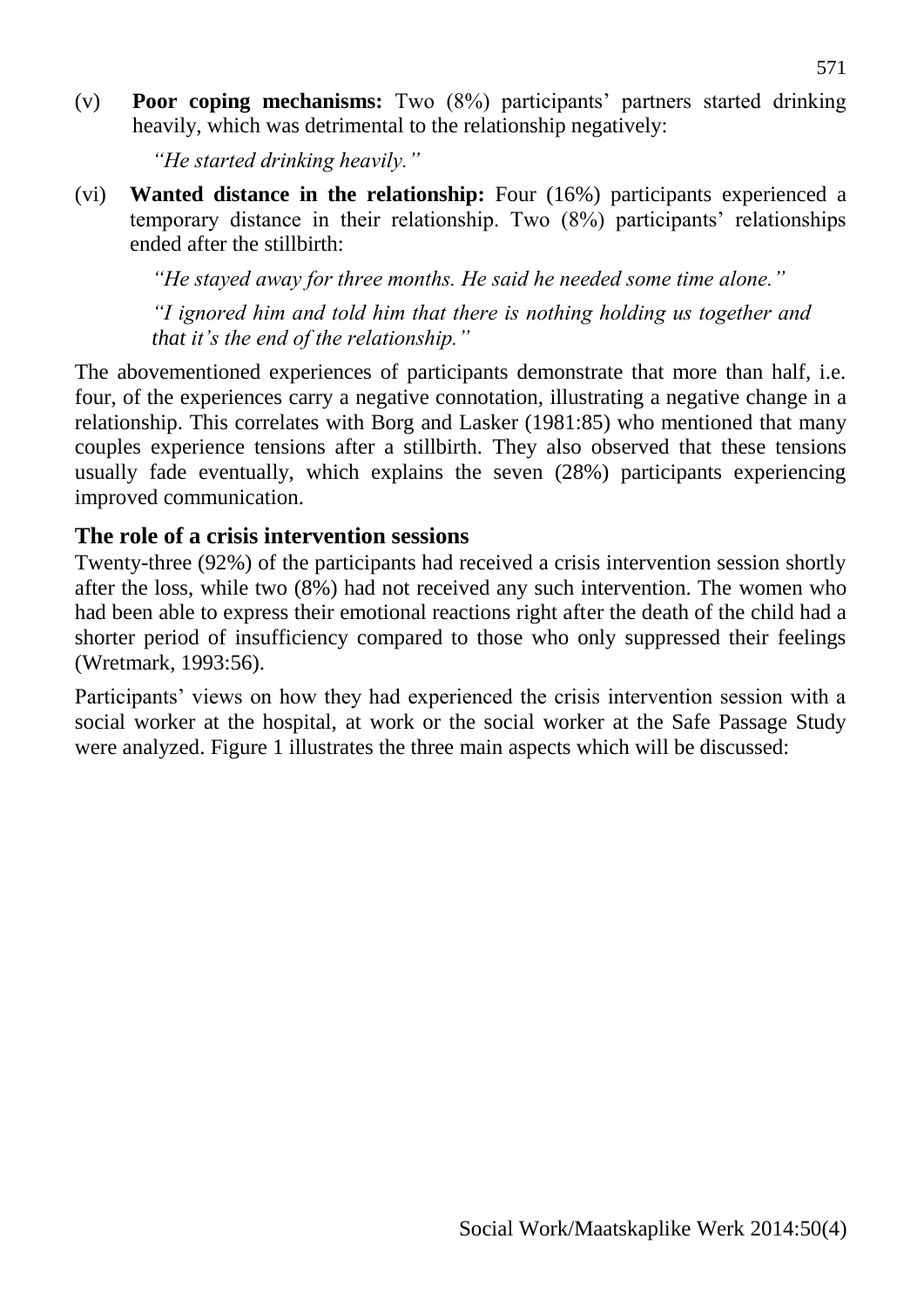(v) **Poor coping mechanisms:** Two (8%) participants' partners started drinking heavily, which was detrimental to the relationship negatively:

> *"He started drinking heavily."*

(vi) **Wanted distance in the relationship:** Four (16%) participants experienced a temporary distance in their relationship. Two (8%) participants' relationships ended after the stillbirth:

> *"He stayed away for three months. He said he needed some time alone."*
>
> *"I ignored him and told him that there is nothing holding us together and that it's the end of the relationship."*

The abovementioned experiences of participants demonstrate that more than half, i.e. four, of the experiences carry a negative connotation, illustrating a negative change in a relationship. This correlates with Borg and Lasker (1981:85) who mentioned that many couples experience tensions after a stillbirth. They also observed that these tensions usually fade eventually, which explains the seven (28%) participants experiencing improved communication.

## The role of a crisis intervention sessions

Twenty-three (92%) of the participants had received a crisis intervention session shortly after the loss, while two (8%) had not received any such intervention. The women who had been able to express their emotional reactions right after the death of the child had a shorter period of insufficiency compared to those who only suppressed their feelings (Wretmark, 1993:56).

Participants' views on how they had experienced the crisis intervention session with a social worker at the hospital, at work or the social worker at the Safe Passage Study were analyzed. Figure 1 illustrates the three main aspects which will be discussed: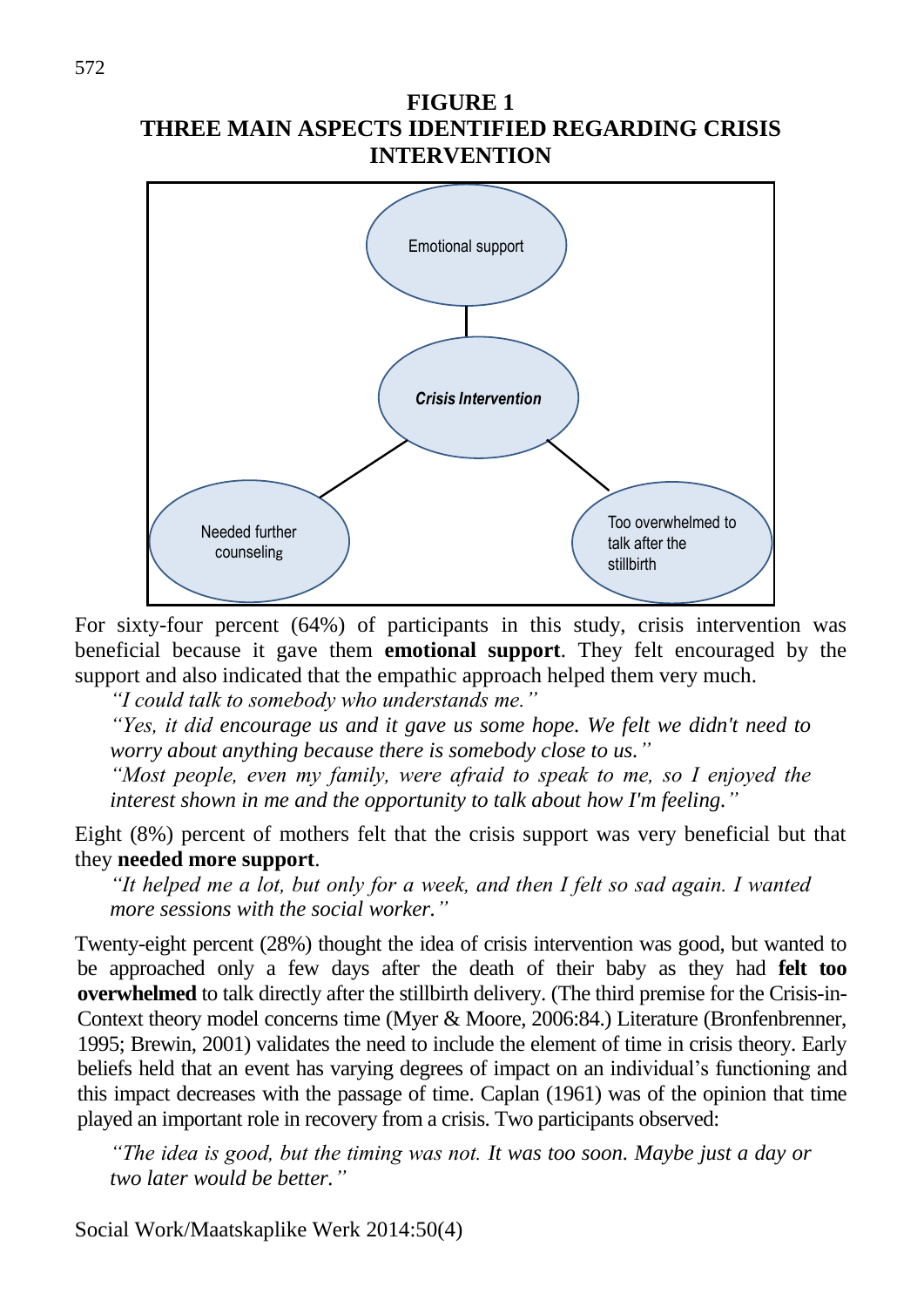**FIGURE 1**
**THREE MAIN ASPECTS IDENTIFIED REGARDING CRISIS INTERVENTION**

Emotional support

*Crisis Intervention*

Needed further counseling

Too overwhelmed to talk after the stillbirth

For sixty-four percent (64%) of participants in this study, crisis intervention was beneficial because it gave them **emotional support**. They felt encouraged by the support and also indicated that the empathic approach helped them very much.

> *"I could talk to somebody who understands me."*
>
> *"Yes, it did encourage us and it gave us some hope. We felt we didn't need to worry about anything because there is somebody close to us."*
>
> *"Most people, even my family, were afraid to speak to me, so I enjoyed the interest shown in me and the opportunity to talk about how I'm feeling."*

Eight (8%) percent of mothers felt that the crisis support was very beneficial but that they **needed more support**.

> *"It helped me a lot, but only for a week, and then I felt so sad again. I wanted more sessions with the social worker."*

Twenty-eight percent (28%) thought the idea of crisis intervention was good, but wanted to be approached only a few days after the death of their baby as they had **felt too overwhelmed** to talk directly after the stillbirth delivery. (The third premise for the Crisis-in-Context theory model concerns time (Myer & Moore, 2006:84.) Literature (Bronfenbrenner, 1995; Brewin, 2001) validates the need to include the element of time in crisis theory. Early beliefs held that an event has varying degrees of impact on an individual's functioning and this impact decreases with the passage of time. Caplan (1961) was of the opinion that time played an important role in recovery from a crisis. Two participants observed:

> *"The idea is good, but the timing was not. It was too soon. Maybe just a day or two later would be better."*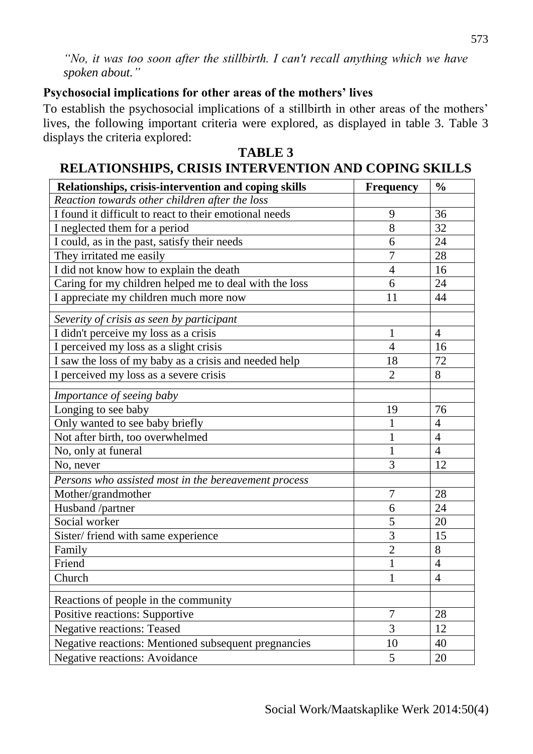*"No, it was too soon after the stillbirth. I can't recall anything which we have spoken about."*

### Psychosocial implications for other areas of the mothers' lives

To establish the psychosocial implications of a stillbirth in other areas of the mothers' lives, the following important criteria were explored, as displayed in table 3. Table 3 displays the criteria explored:

**TABLE 3**

**RELATIONSHIPS, CRISIS INTERVENTION AND COPING SKILLS**

| Relationships, crisis-intervention and coping skills | Frequency | % |
|---|---|---|
| *Reaction towards other children after the loss* | | |
| I found it difficult to react to their emotional needs | 9 | 36 |
| I neglected them for a period | 8 | 32 |
| I could, as in the past, satisfy their needs | 6 | 24 |
| They irritated me easily | 7 | 28 |
| I did not know how to explain the death | 4 | 16 |
| Caring for my children helped me to deal with the loss | 6 | 24 |
| I appreciate my children much more now | 11 | 44 |
| *Severity of crisis as seen by participant* | | |
| I didn't perceive my loss as a crisis | 1 | 4 |
| I perceived my loss as a slight crisis | 4 | 16 |
| I saw the loss of my baby as a crisis and needed help | 18 | 72 |
| I perceived my loss as a severe crisis | 2 | 8 |
| *Importance of seeing baby* | | |
| Longing to see baby | 19 | 76 |
| Only wanted to see baby briefly | 1 | 4 |
| Not after birth, too overwhelmed | 1 | 4 |
| No, only at funeral | 1 | 4 |
| No, never | 3 | 12 |
| *Persons who assisted most in the bereavement process* | | |
| Mother/grandmother | 7 | 28 |
| Husband /partner | 6 | 24 |
| Social worker | 5 | 20 |
| Sister/ friend with same experience | 3 | 15 |
| Family | 2 | 8 |
| Friend | 1 | 4 |
| Church | 1 | 4 |
| Reactions of people in the community | | |
| Positive reactions: Supportive | 7 | 28 |
| Negative reactions: Teased | 3 | 12 |
| Negative reactions: Mentioned subsequent pregnancies | 10 | 40 |
| Negative reactions: Avoidance | 5 | 20 |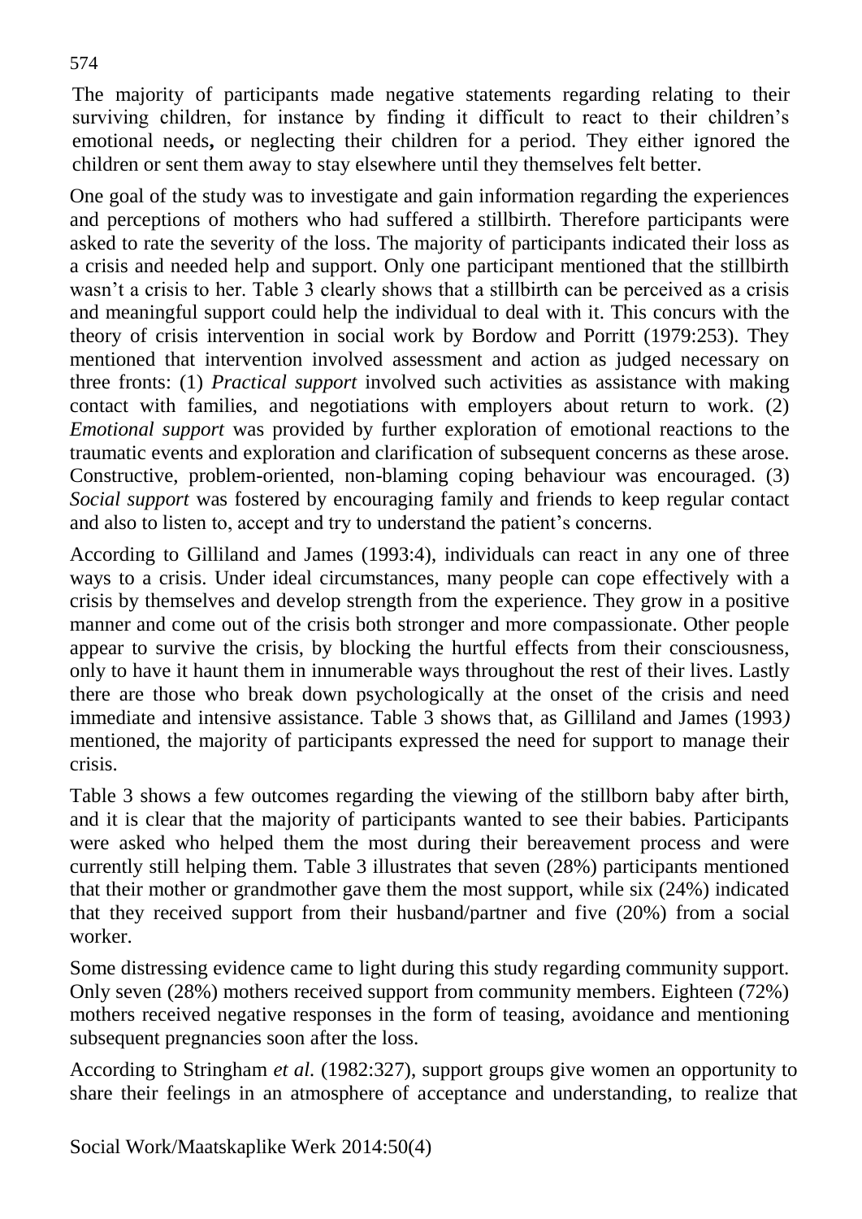The majority of participants made negative statements regarding relating to their surviving children, for instance by finding it difficult to react to their children's emotional needs**,** or neglecting their children for a period. They either ignored the children or sent them away to stay elsewhere until they themselves felt better.

One goal of the study was to investigate and gain information regarding the experiences and perceptions of mothers who had suffered a stillbirth. Therefore participants were asked to rate the severity of the loss. The majority of participants indicated their loss as a crisis and needed help and support. Only one participant mentioned that the stillbirth wasn't a crisis to her. Table 3 clearly shows that a stillbirth can be perceived as a crisis and meaningful support could help the individual to deal with it. This concurs with the theory of crisis intervention in social work by Bordow and Porritt (1979:253). They mentioned that intervention involved assessment and action as judged necessary on three fronts: (1) *Practical support* involved such activities as assistance with making contact with families, and negotiations with employers about return to work. (2) *Emotional support* was provided by further exploration of emotional reactions to the traumatic events and exploration and clarification of subsequent concerns as these arose. Constructive, problem-oriented, non-blaming coping behaviour was encouraged. (3) *Social support* was fostered by encouraging family and friends to keep regular contact and also to listen to, accept and try to understand the patient's concerns.

According to Gilliland and James (1993:4), individuals can react in any one of three ways to a crisis. Under ideal circumstances, many people can cope effectively with a crisis by themselves and develop strength from the experience. They grow in a positive manner and come out of the crisis both stronger and more compassionate. Other people appear to survive the crisis, by blocking the hurtful effects from their consciousness, only to have it haunt them in innumerable ways throughout the rest of their lives. Lastly there are those who break down psychologically at the onset of the crisis and need immediate and intensive assistance. Table 3 shows that, as Gilliland and James (1993) mentioned, the majority of participants expressed the need for support to manage their crisis.

Table 3 shows a few outcomes regarding the viewing of the stillborn baby after birth, and it is clear that the majority of participants wanted to see their babies. Participants were asked who helped them the most during their bereavement process and were currently still helping them. Table 3 illustrates that seven (28%) participants mentioned that their mother or grandmother gave them the most support, while six (24%) indicated that they received support from their husband/partner and five (20%) from a social worker.

Some distressing evidence came to light during this study regarding community support. Only seven (28%) mothers received support from community members. Eighteen (72%) mothers received negative responses in the form of teasing, avoidance and mentioning subsequent pregnancies soon after the loss.

According to Stringham *et al.* (1982:327), support groups give women an opportunity to share their feelings in an atmosphere of acceptance and understanding, to realize that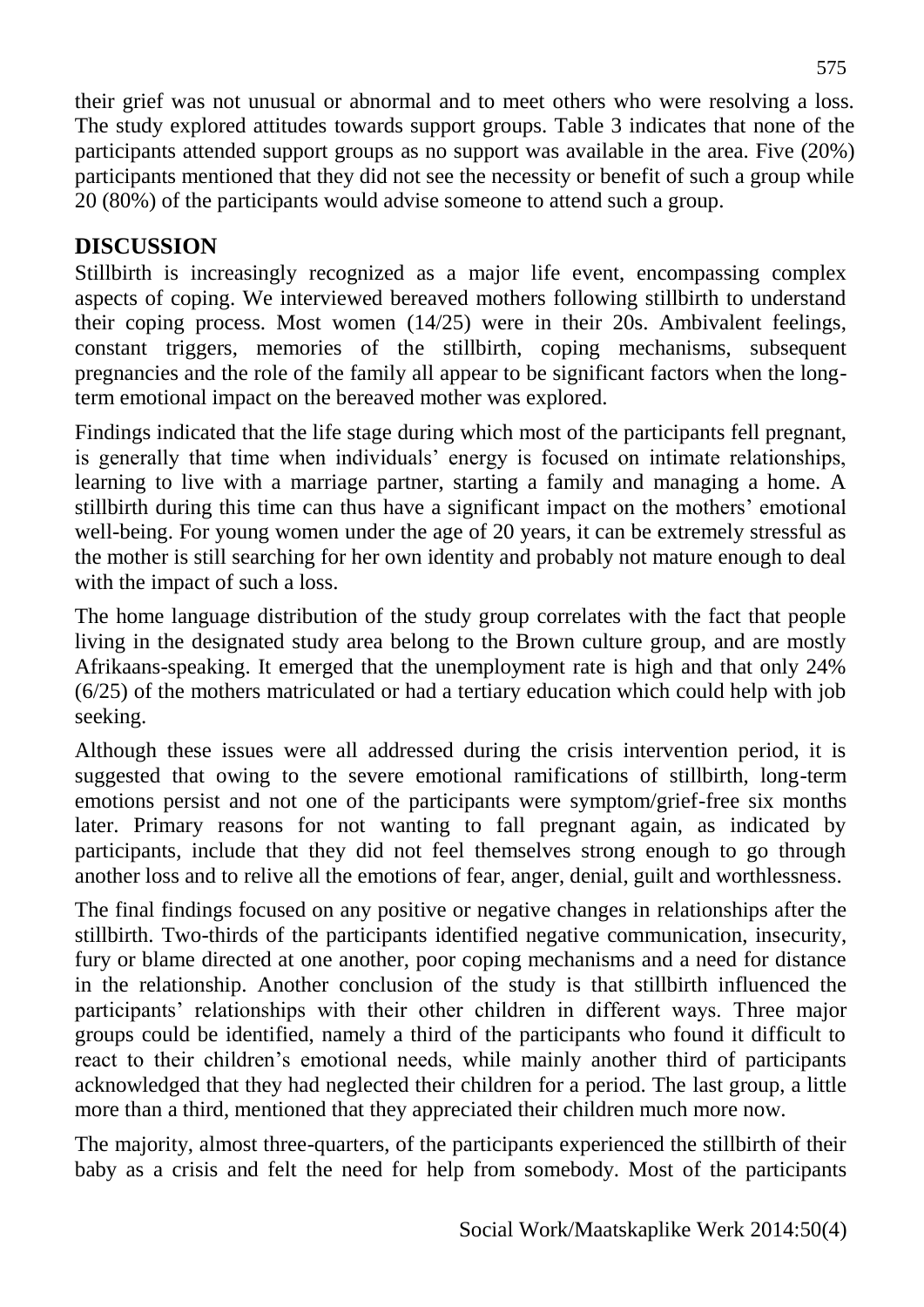their grief was not unusual or abnormal and to meet others who were resolving a loss. The study explored attitudes towards support groups. Table 3 indicates that none of the participants attended support groups as no support was available in the area. Five (20%) participants mentioned that they did not see the necessity or benefit of such a group while 20 (80%) of the participants would advise someone to attend such a group.

## DISCUSSION

Stillbirth is increasingly recognized as a major life event, encompassing complex aspects of coping. We interviewed bereaved mothers following stillbirth to understand their coping process. Most women (14/25) were in their 20s. Ambivalent feelings, constant triggers, memories of the stillbirth, coping mechanisms, subsequent pregnancies and the role of the family all appear to be significant factors when the long-term emotional impact on the bereaved mother was explored.

Findings indicated that the life stage during which most of the participants fell pregnant, is generally that time when individuals' energy is focused on intimate relationships, learning to live with a marriage partner, starting a family and managing a home. A stillbirth during this time can thus have a significant impact on the mothers' emotional well-being. For young women under the age of 20 years, it can be extremely stressful as the mother is still searching for her own identity and probably not mature enough to deal with the impact of such a loss.

The home language distribution of the study group correlates with the fact that people living in the designated study area belong to the Brown culture group, and are mostly Afrikaans-speaking. It emerged that the unemployment rate is high and that only 24% (6/25) of the mothers matriculated or had a tertiary education which could help with job seeking.

Although these issues were all addressed during the crisis intervention period, it is suggested that owing to the severe emotional ramifications of stillbirth, long-term emotions persist and not one of the participants were symptom/grief-free six months later. Primary reasons for not wanting to fall pregnant again, as indicated by participants, include that they did not feel themselves strong enough to go through another loss and to relive all the emotions of fear, anger, denial, guilt and worthlessness.

The final findings focused on any positive or negative changes in relationships after the stillbirth. Two-thirds of the participants identified negative communication, insecurity, fury or blame directed at one another, poor coping mechanisms and a need for distance in the relationship. Another conclusion of the study is that stillbirth influenced the participants' relationships with their other children in different ways. Three major groups could be identified, namely a third of the participants who found it difficult to react to their children's emotional needs, while mainly another third of participants acknowledged that they had neglected their children for a period. The last group, a little more than a third, mentioned that they appreciated their children much more now.

The majority, almost three-quarters, of the participants experienced the stillbirth of their baby as a crisis and felt the need for help from somebody. Most of the participants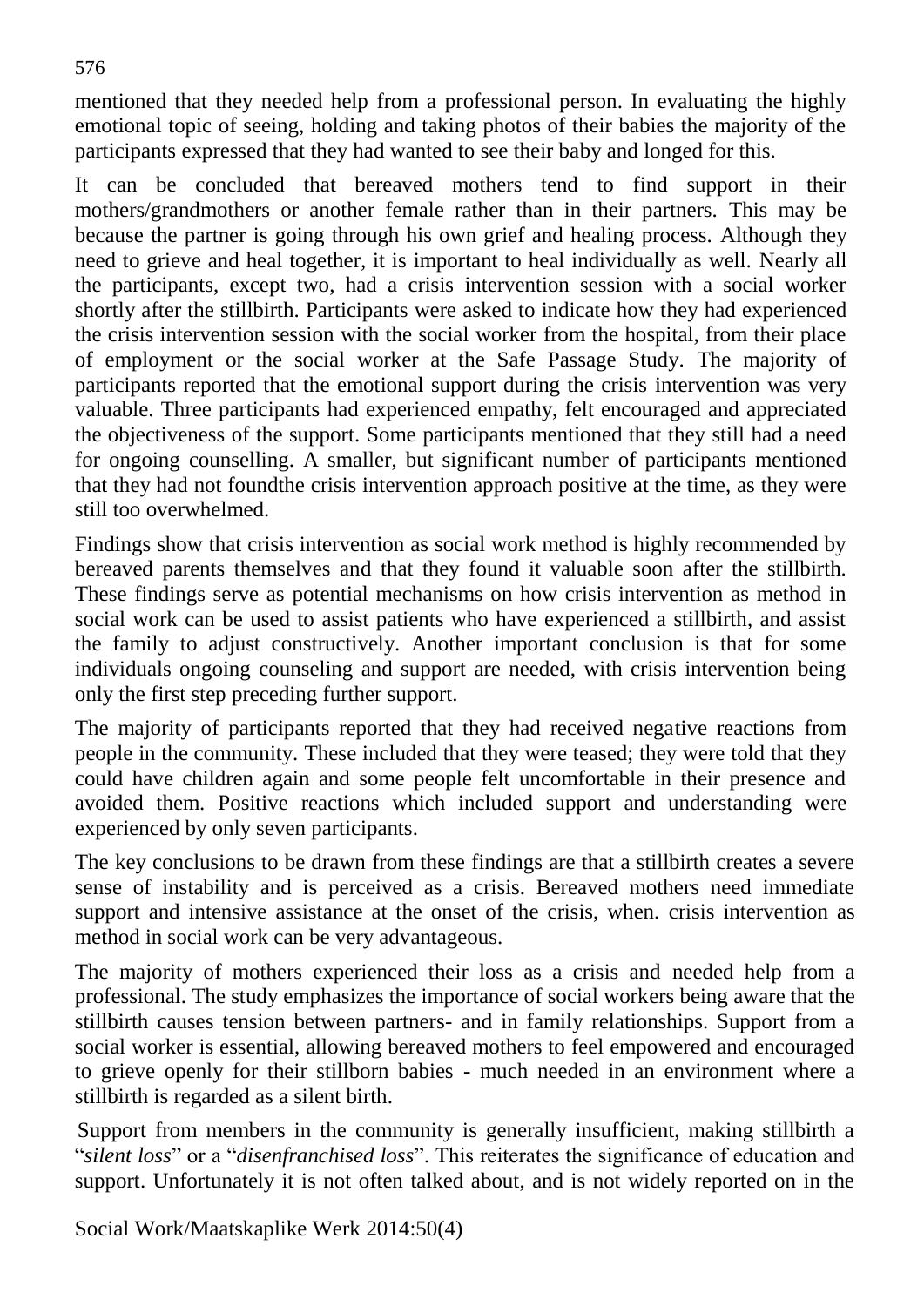mentioned that they needed help from a professional person. In evaluating the highly emotional topic of seeing, holding and taking photos of their babies the majority of the participants expressed that they had wanted to see their baby and longed for this.

It can be concluded that bereaved mothers tend to find support in their mothers/grandmothers or another female rather than in their partners. This may be because the partner is going through his own grief and healing process. Although they need to grieve and heal together, it is important to heal individually as well. Nearly all the participants, except two, had a crisis intervention session with a social worker shortly after the stillbirth. Participants were asked to indicate how they had experienced the crisis intervention session with the social worker from the hospital, from their place of employment or the social worker at the Safe Passage Study. The majority of participants reported that the emotional support during the crisis intervention was very valuable. Three participants had experienced empathy, felt encouraged and appreciated the objectiveness of the support. Some participants mentioned that they still had a need for ongoing counselling. A smaller, but significant number of participants mentioned that they had not foundthe crisis intervention approach positive at the time, as they were still too overwhelmed.

Findings show that crisis intervention as social work method is highly recommended by bereaved parents themselves and that they found it valuable soon after the stillbirth. These findings serve as potential mechanisms on how crisis intervention as method in social work can be used to assist patients who have experienced a stillbirth, and assist the family to adjust constructively. Another important conclusion is that for some individuals ongoing counseling and support are needed, with crisis intervention being only the first step preceding further support.

The majority of participants reported that they had received negative reactions from people in the community. These included that they were teased; they were told that they could have children again and some people felt uncomfortable in their presence and avoided them. Positive reactions which included support and understanding were experienced by only seven participants.

The key conclusions to be drawn from these findings are that a stillbirth creates a severe sense of instability and is perceived as a crisis. Bereaved mothers need immediate support and intensive assistance at the onset of the crisis, when. crisis intervention as method in social work can be very advantageous.

The majority of mothers experienced their loss as a crisis and needed help from a professional. The study emphasizes the importance of social workers being aware that the stillbirth causes tension between partners- and in family relationships. Support from a social worker is essential, allowing bereaved mothers to feel empowered and encouraged to grieve openly for their stillborn babies - much needed in an environment where a stillbirth is regarded as a silent birth.

Support from members in the community is generally insufficient, making stillbirth a "*silent loss*" or a "*disenfranchised loss*". This reiterates the significance of education and support. Unfortunately it is not often talked about, and is not widely reported on in the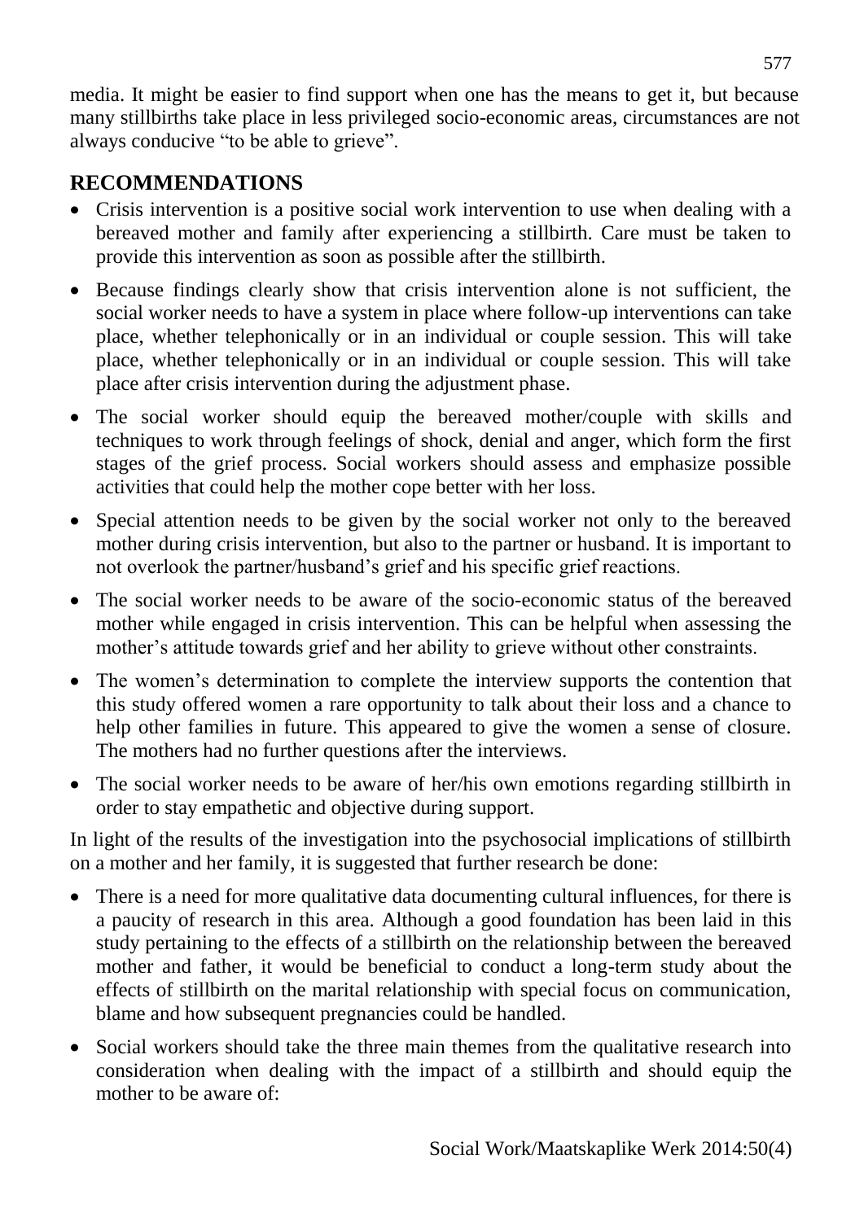media. It might be easier to find support when one has the means to get it, but because many stillbirths take place in less privileged socio-economic areas, circumstances are not always conducive "to be able to grieve".

## RECOMMENDATIONS

- Crisis intervention is a positive social work intervention to use when dealing with a bereaved mother and family after experiencing a stillbirth. Care must be taken to provide this intervention as soon as possible after the stillbirth.
- Because findings clearly show that crisis intervention alone is not sufficient, the social worker needs to have a system in place where follow-up interventions can take place, whether telephonically or in an individual or couple session. This will take place, whether telephonically or in an individual or couple session. This will take place after crisis intervention during the adjustment phase.
- The social worker should equip the bereaved mother/couple with skills and techniques to work through feelings of shock, denial and anger, which form the first stages of the grief process. Social workers should assess and emphasize possible activities that could help the mother cope better with her loss.
- Special attention needs to be given by the social worker not only to the bereaved mother during crisis intervention, but also to the partner or husband. It is important to not overlook the partner/husband's grief and his specific grief reactions.
- The social worker needs to be aware of the socio-economic status of the bereaved mother while engaged in crisis intervention. This can be helpful when assessing the mother's attitude towards grief and her ability to grieve without other constraints.
- The women's determination to complete the interview supports the contention that this study offered women a rare opportunity to talk about their loss and a chance to help other families in future. This appeared to give the women a sense of closure. The mothers had no further questions after the interviews.
- The social worker needs to be aware of her/his own emotions regarding stillbirth in order to stay empathetic and objective during support.

In light of the results of the investigation into the psychosocial implications of stillbirth on a mother and her family, it is suggested that further research be done:

- There is a need for more qualitative data documenting cultural influences, for there is a paucity of research in this area. Although a good foundation has been laid in this study pertaining to the effects of a stillbirth on the relationship between the bereaved mother and father, it would be beneficial to conduct a long-term study about the effects of stillbirth on the marital relationship with special focus on communication, blame and how subsequent pregnancies could be handled.
- Social workers should take the three main themes from the qualitative research into consideration when dealing with the impact of a stillbirth and should equip the mother to be aware of: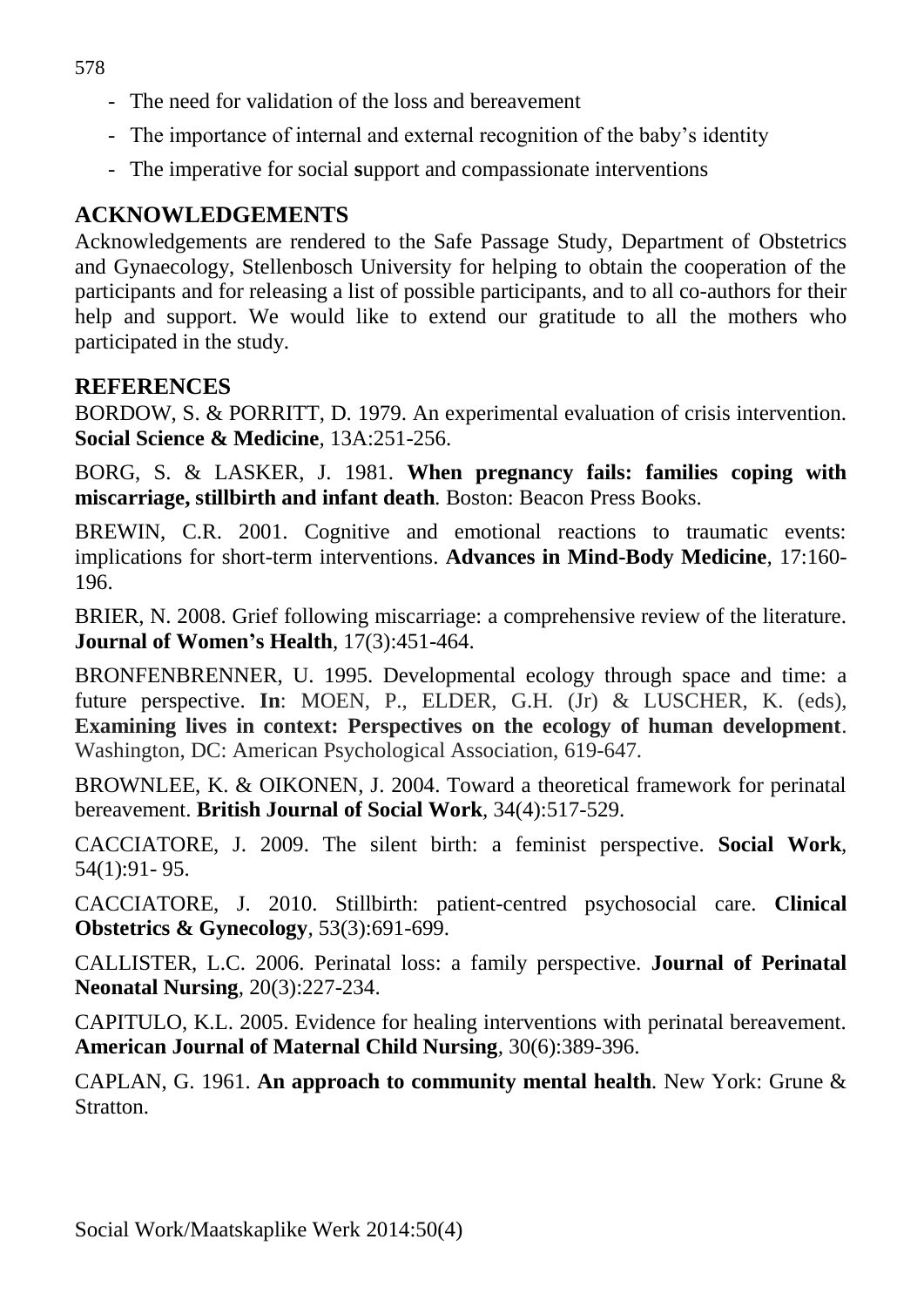- The need for validation of the loss and bereavement
- The importance of internal and external recognition of the baby's identity
- The imperative for social **s**upport and compassionate interventions

## ACKNOWLEDGEMENTS

Acknowledgements are rendered to the Safe Passage Study, Department of Obstetrics and Gynaecology, Stellenbosch University for helping to obtain the cooperation of the participants and for releasing a list of possible participants, and to all co-authors for their help and support. We would like to extend our gratitude to all the mothers who participated in the study.

## REFERENCES

BORDOW, S. & PORRITT, D. 1979. An experimental evaluation of crisis intervention. **Social Science & Medicine**, 13A:251-256.

BORG, S. & LASKER, J. 1981. **When pregnancy fails: families coping with miscarriage, stillbirth and infant death**. Boston: Beacon Press Books.

BREWIN, C.R. 2001. Cognitive and emotional reactions to traumatic events: implications for short-term interventions. **Advances in Mind-Body Medicine**, 17:160-196.

BRIER, N. 2008. Grief following miscarriage: a comprehensive review of the literature. **Journal of Women's Health**, 17(3):451-464.

BRONFENBRENNER, U. 1995. Developmental ecology through space and time: a future perspective. **In**: MOEN, P., ELDER, G.H. (Jr) & LUSCHER, K. (eds), **Examining lives in context: Perspectives on the ecology of human development**. Washington, DC: American Psychological Association, 619-647.

BROWNLEE, K. & OIKONEN, J. 2004. Toward a theoretical framework for perinatal bereavement. **British Journal of Social Work**, 34(4):517-529.

CACCIATORE, J. 2009. The silent birth: a feminist perspective. **Social Work**, 54(1):91- 95.

CACCIATORE, J. 2010. Stillbirth: patient-centred psychosocial care. **Clinical Obstetrics & Gynecology**, 53(3):691-699.

CALLISTER, L.C. 2006. Perinatal loss: a family perspective. **Journal of Perinatal Neonatal Nursing**, 20(3):227-234.

CAPITULO, K.L. 2005. Evidence for healing interventions with perinatal bereavement. **American Journal of Maternal Child Nursing**, 30(6):389-396.

CAPLAN, G. 1961. **An approach to community mental health**. New York: Grune & Stratton.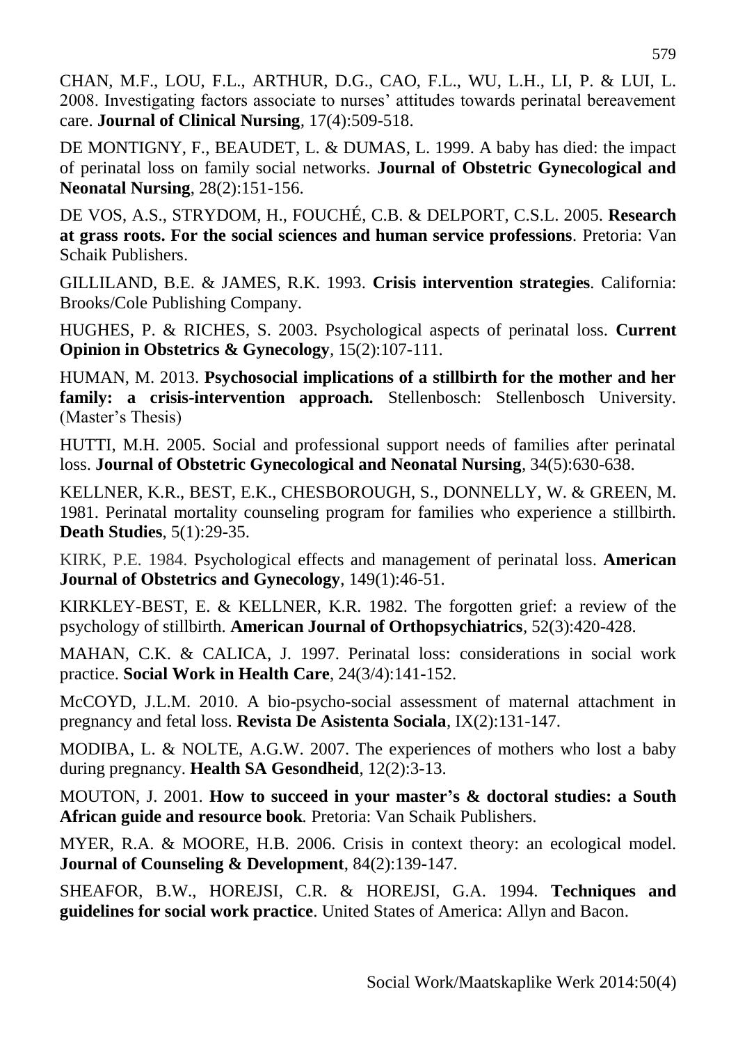CHAN, M.F., LOU, F.L., ARTHUR, D.G., CAO, F.L., WU, L.H., LI, P. & LUI, L. 2008. Investigating factors associate to nurses' attitudes towards perinatal bereavement care. **Journal of Clinical Nursing**, 17(4):509-518.

DE MONTIGNY, F., BEAUDET, L. & DUMAS, L. 1999. A baby has died: the impact of perinatal loss on family social networks. **Journal of Obstetric Gynecological and Neonatal Nursing**, 28(2):151-156.

DE VOS, A.S., STRYDOM, H., FOUCHÉ, C.B. & DELPORT, C.S.L. 2005. **Research at grass roots. For the social sciences and human service professions**. Pretoria: Van Schaik Publishers.

GILLILAND, B.E. & JAMES, R.K. 1993. **Crisis intervention strategies**. California: Brooks/Cole Publishing Company.

HUGHES, P. & RICHES, S. 2003. Psychological aspects of perinatal loss. **Current Opinion in Obstetrics & Gynecology**, 15(2):107-111.

HUMAN, M. 2013. **Psychosocial implications of a stillbirth for the mother and her family: a crisis-intervention approach.** Stellenbosch: Stellenbosch University. (Master's Thesis)

HUTTI, M.H. 2005. Social and professional support needs of families after perinatal loss. **Journal of Obstetric Gynecological and Neonatal Nursing**, 34(5):630-638.

KELLNER, K.R., BEST, E.K., CHESBOROUGH, S., DONNELLY, W. & GREEN, M. 1981. Perinatal mortality counseling program for families who experience a stillbirth. **Death Studies**, 5(1):29-35.

KIRK, P.E. 1984. Psychological effects and management of perinatal loss. **American Journal of Obstetrics and Gynecology**, 149(1):46-51.

KIRKLEY-BEST, E. & KELLNER, K.R. 1982. The forgotten grief: a review of the psychology of stillbirth. **American Journal of Orthopsychiatrics**, 52(3):420-428.

MAHAN, C.K. & CALICA, J. 1997. Perinatal loss: considerations in social work practice. **Social Work in Health Care**, 24(3/4):141-152.

McCOYD, J.L.M. 2010. A bio-psycho-social assessment of maternal attachment in pregnancy and fetal loss. **Revista De Asistenta Sociala**, IX(2):131-147.

MODIBA, L. & NOLTE, A.G.W. 2007. The experiences of mothers who lost a baby during pregnancy. **Health SA Gesondheid**, 12(2):3-13.

MOUTON, J. 2001. **How to succeed in your master's & doctoral studies: a South African guide and resource book**. Pretoria: Van Schaik Publishers.

MYER, R.A. & MOORE, H.B. 2006. Crisis in context theory: an ecological model. **Journal of Counseling & Development**, 84(2):139-147.

SHEAFOR, B.W., HOREJSI, C.R. & HOREJSI, G.A. 1994. **Techniques and guidelines for social work practice**. United States of America: Allyn and Bacon.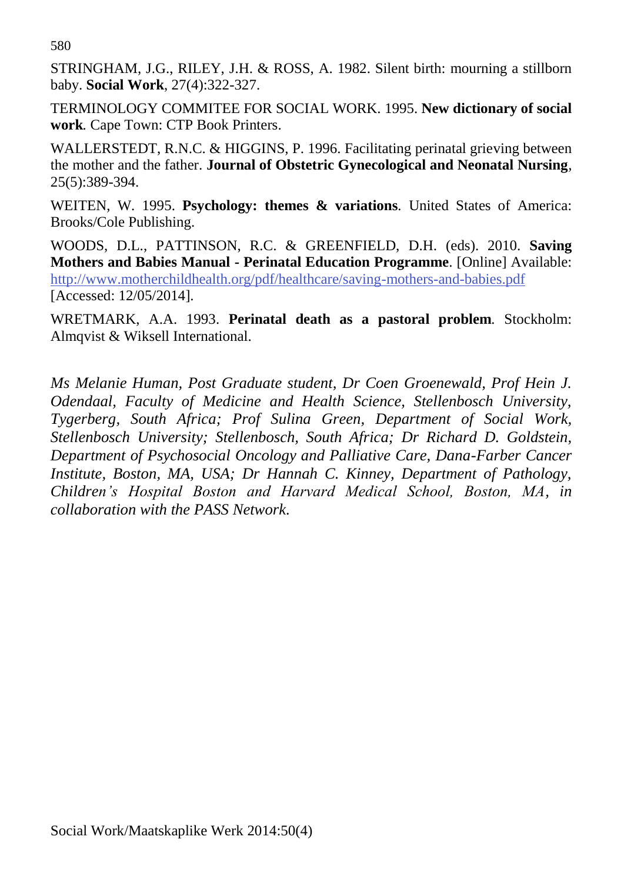STRINGHAM, J.G., RILEY, J.H. & ROSS, A. 1982. Silent birth: mourning a stillborn baby. **Social Work**, 27(4):322-327.

TERMINOLOGY COMMITEE FOR SOCIAL WORK. 1995. **New dictionary of social work**. Cape Town: CTP Book Printers.

WALLERSTEDT, R.N.C. & HIGGINS, P. 1996. Facilitating perinatal grieving between the mother and the father. **Journal of Obstetric Gynecological and Neonatal Nursing**, 25(5):389-394.

WEITEN, W. 1995. **Psychology: themes & variations**. United States of America: Brooks/Cole Publishing.

WOODS, D.L., PATTINSON, R.C. & GREENFIELD, D.H. (eds). 2010. **Saving Mothers and Babies Manual - Perinatal Education Programme**. [Online] Available: http://www.motherchildhealth.org/pdf/healthcare/saving-mothers-and-babies.pdf [Accessed: 12/05/2014].

WRETMARK, A.A. 1993. **Perinatal death as a pastoral problem**. Stockholm: Almqvist & Wiksell International.

*Ms Melanie Human, Post Graduate student, Dr Coen Groenewald, Prof Hein J. Odendaal, Faculty of Medicine and Health Science, Stellenbosch University, Tygerberg, South Africa; Prof Sulina Green, Department of Social Work, Stellenbosch University; Stellenbosch, South Africa; Dr Richard D. Goldstein, Department of Psychosocial Oncology and Palliative Care, Dana-Farber Cancer Institute, Boston, MA, USA; Dr Hannah C. Kinney, Department of Pathology, Children's Hospital Boston and Harvard Medical School, Boston, MA, in collaboration with the PASS Network.*